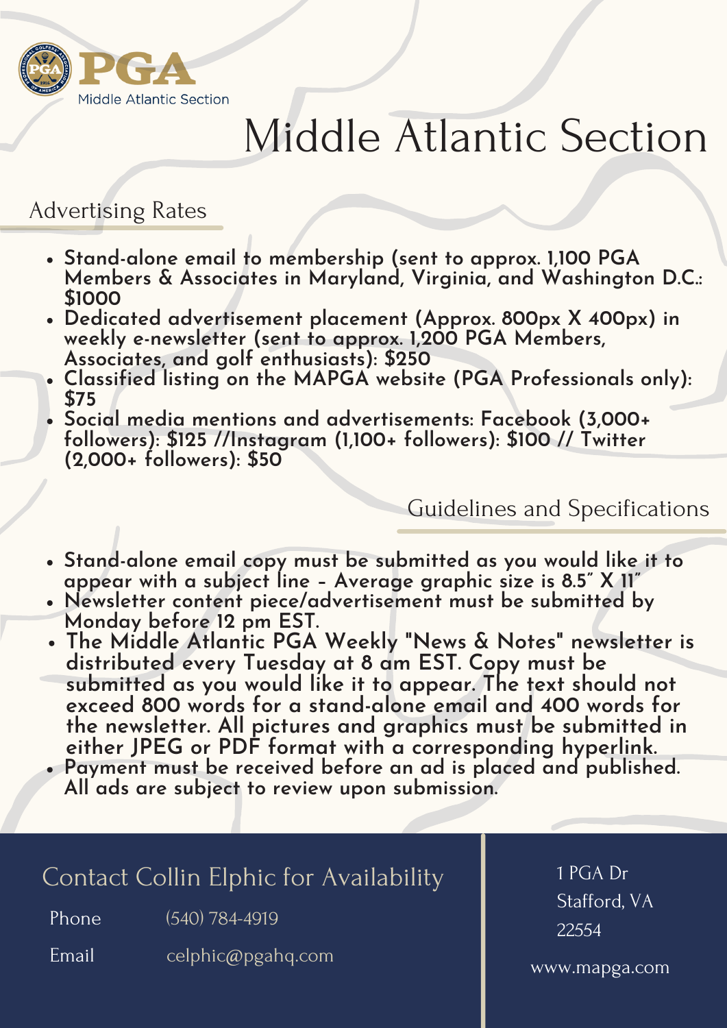PGA Middle Atlantic Section

# Middle Atlantic Section

## Advertising Rates

- **Stand-alone email to membership (sent to approx. 1,100 PGA Members & Associates in Maryland, Virginia, and Washington D.C.: $1000**
- **Dedicated advertisement placement (Approx. 800px X 400px) in weekly e-newsletter (sent to approx. 1,200 PGA Members, Associates, and golf enthusiasts): $250**
- **Classified listing on the MAPGA website (PGA Professionals only): $75**
- **Social media mentions and advertisements: Facebook (3,000+ followers): $125 //Instagram (1,100+ followers): $100 // Twitter (2,000+ followers): $50**

## Guidelines and Specifications

- **Stand-alone email copy must be submitted as you would like it to appear with a subject line - Average graphic size is 8.5" X 11"**
- **Newsletter content piece/advertisement must be submitted by Monday before 12 pm EST.**
- **The Middle Atlantic PGA Weekly "News & Notes" newsletter is distributed every Tuesday at 8 am EST. Copy must be submitted as you would like it to appear. The text should not exceed 800 words for a stand-alone email and 400 words for the newsletter. All pictures and graphics must be submitted in either JPEG or PDF format with a corresponding hyperlink.**
- **Payment must be received before an ad is placed and published. All ads are subject to review upon submission.**

## Contact Collin Elphic for Availability

Phone (540) 784-4919

Email celphic@pgahq.com

1 PGA Dr
Stafford, VA
22554

www.mapga.com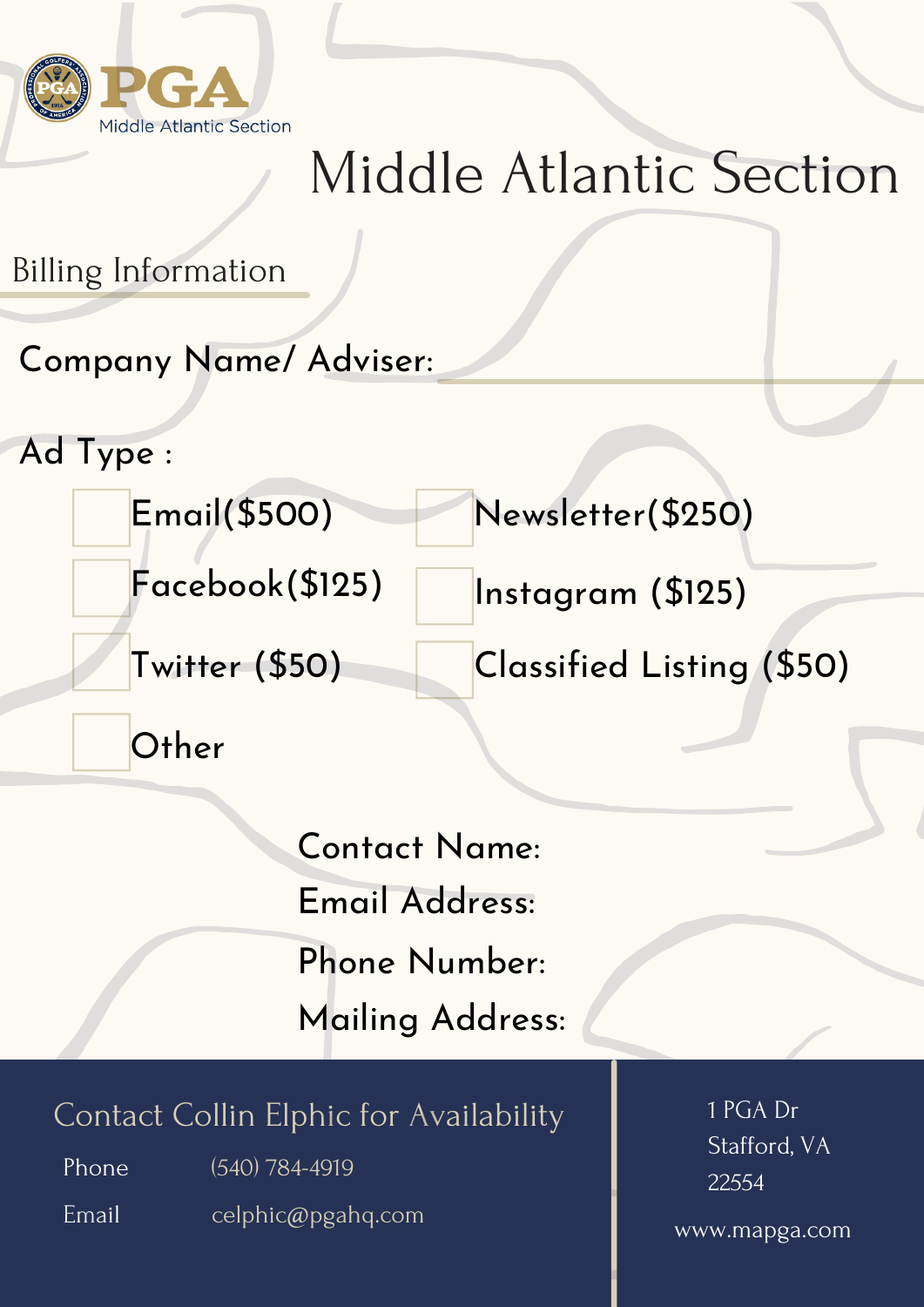PGA Middle Atlantic Section

# Middle Atlantic Section

## Billing Information

Company Name/ Adviser:

Ad Type :

- [ ] Email($500)
- [ ] Newsletter($250)
- [ ] Facebook($125)
- [ ] Instagram ($125)
- [ ] Twitter ($50)
- [ ] Classified Listing ($50)
- [ ] Other

Contact Name:

Email Address:

Phone Number:

Mailing Address:

### Contact Collin Elphic for Availability

Phone (540) 784-4919

Email celphic@pgahq.com

1 PGA Dr
Stafford, VA
22554

www.mapga.com